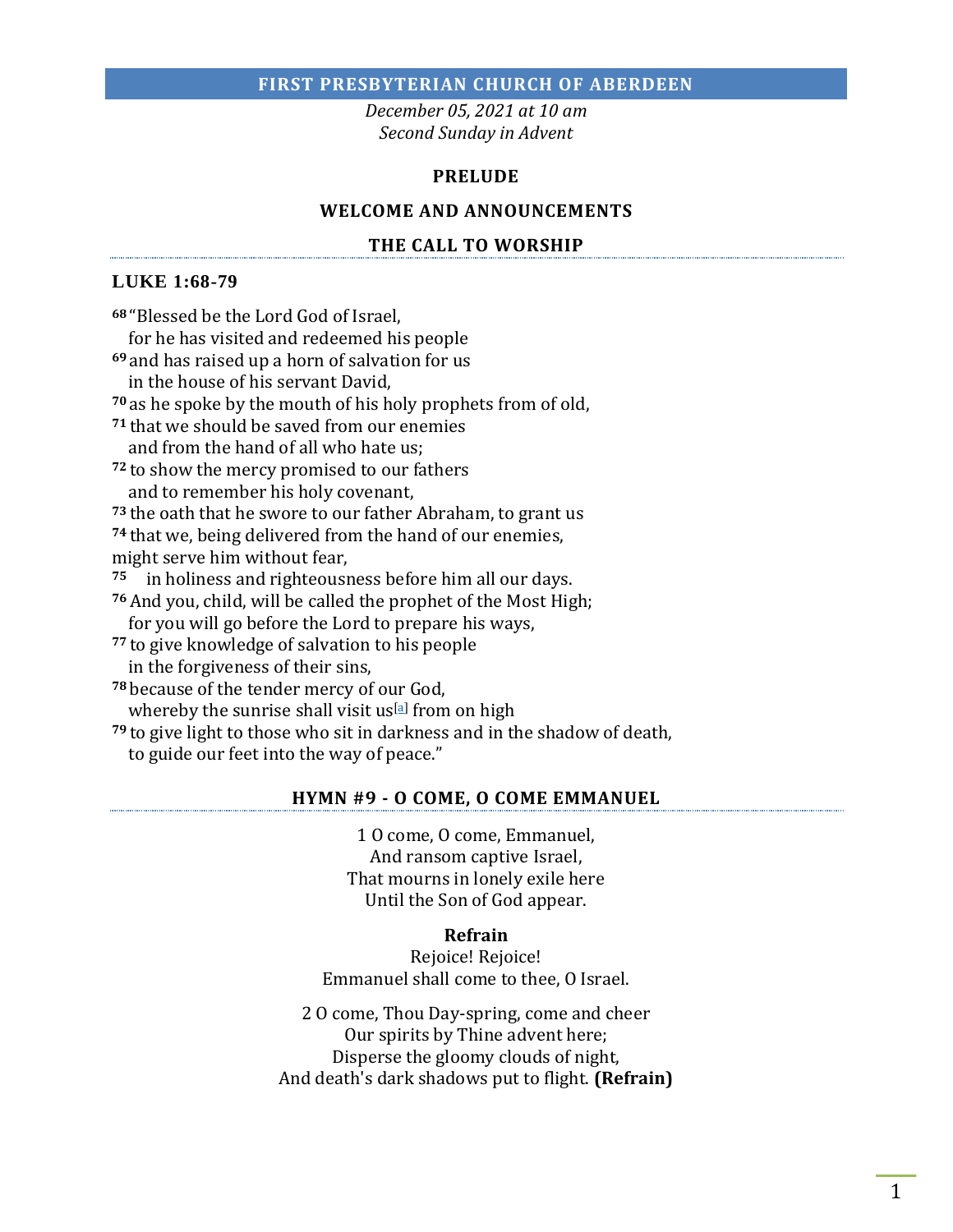# FIRST PRESBYTERIAN CHURCH OF ABERDEEN

*December 05, 2021 at 10 am*
*Second Sunday in Advent*

## PRELUDE

## WELCOME AND ANNOUNCEMENTS

## THE CALL TO WORSHIP

### LUKE 1:68-79

**68** "Blessed be the Lord God of Israel,
for he has visited and redeemed his people
**69** and has raised up a horn of salvation for us
in the house of his servant David,
**70** as he spoke by the mouth of his holy prophets from of old,
**71** that we should be saved from our enemies
and from the hand of all who hate us;
**72** to show the mercy promised to our fathers
and to remember his holy covenant,
**73** the oath that he swore to our father Abraham, to grant us
**74** that we, being delivered from the hand of our enemies,
might serve him without fear,
**75** in holiness and righteousness before him all our days.
**76** And you, child, will be called the prophet of the Most High;
for you will go before the Lord to prepare his ways,
**77** to give knowledge of salvation to his people
in the forgiveness of their sins,
**78** because of the tender mercy of our God,
whereby the sunrise shall visit us[a] from on high
**79** to give light to those who sit in darkness and in the shadow of death,
to guide our feet into the way of peace."

## HYMN #9 - O COME, O COME EMMANUEL

1 O come, O come, Emmanuel,
And ransom captive Israel,
That mourns in lonely exile here
Until the Son of God appear.

**Refrain**
Rejoice! Rejoice!
Emmanuel shall come to thee, O Israel.

2 O come, Thou Day-spring, come and cheer
Our spirits by Thine advent here;
Disperse the gloomy clouds of night,
And death's dark shadows put to flight. **(Refrain)**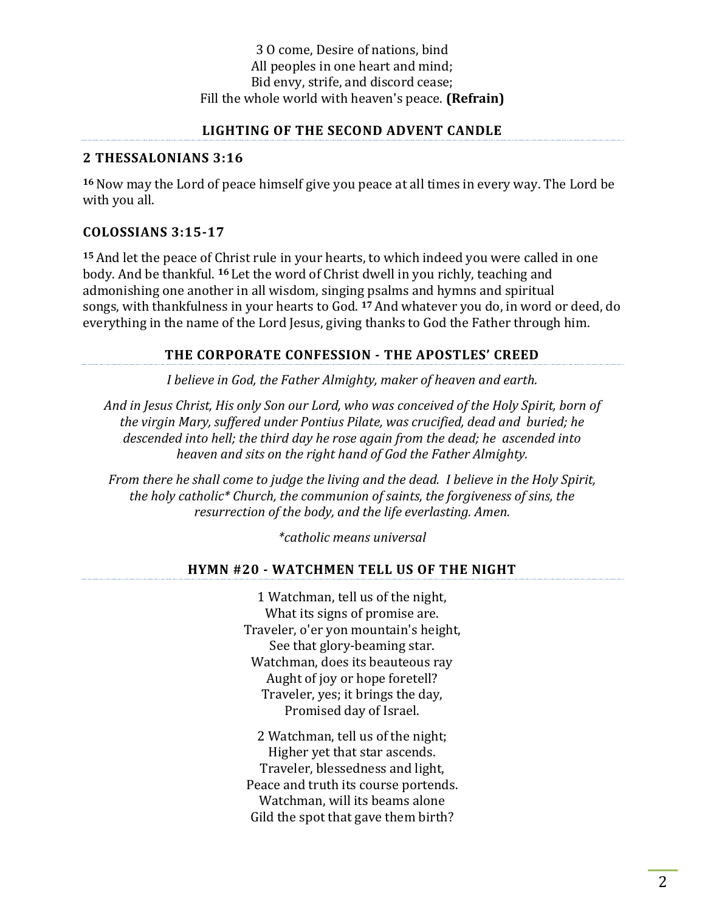3 O come, Desire of nations, bind
All peoples in one heart and mind;
Bid envy, strife, and discord cease;
Fill the whole world with heaven's peace. **(Refrain)**

## LIGHTING OF THE SECOND ADVENT CANDLE

### 2 THESSALONIANS 3:16

**16** Now may the Lord of peace himself give you peace at all times in every way. The Lord be with you all.

### COLOSSIANS 3:15-17

**15** And let the peace of Christ rule in your hearts, to which indeed you were called in one body. And be thankful. **16** Let the word of Christ dwell in you richly, teaching and admonishing one another in all wisdom, singing psalms and hymns and spiritual songs, with thankfulness in your hearts to God. **17** And whatever you do, in word or deed, do everything in the name of the Lord Jesus, giving thanks to God the Father through him.

## THE CORPORATE CONFESSION - THE APOSTLES' CREED

*I believe in God, the Father Almighty, maker of heaven and earth.*

*And in Jesus Christ, His only Son our Lord, who was conceived of the Holy Spirit, born of the virgin Mary, suffered under Pontius Pilate, was crucified, dead and buried; he descended into hell; the third day he rose again from the dead; he ascended into heaven and sits on the right hand of God the Father Almighty.*

*From there he shall come to judge the living and the dead. I believe in the Holy Spirit, the holy catholic* Church, the communion of saints, the forgiveness of sins, the resurrection of the body, and the life everlasting. Amen.*

**catholic means universal*

## HYMN #20 - WATCHMEN TELL US OF THE NIGHT

1 Watchman, tell us of the night,
What its signs of promise are.
Traveler, o'er yon mountain's height,
See that glory-beaming star.
Watchman, does its beauteous ray
Aught of joy or hope foretell?
Traveler, yes; it brings the day,
Promised day of Israel.

2 Watchman, tell us of the night;
Higher yet that star ascends.
Traveler, blessedness and light,
Peace and truth its course portends.
Watchman, will its beams alone
Gild the spot that gave them birth?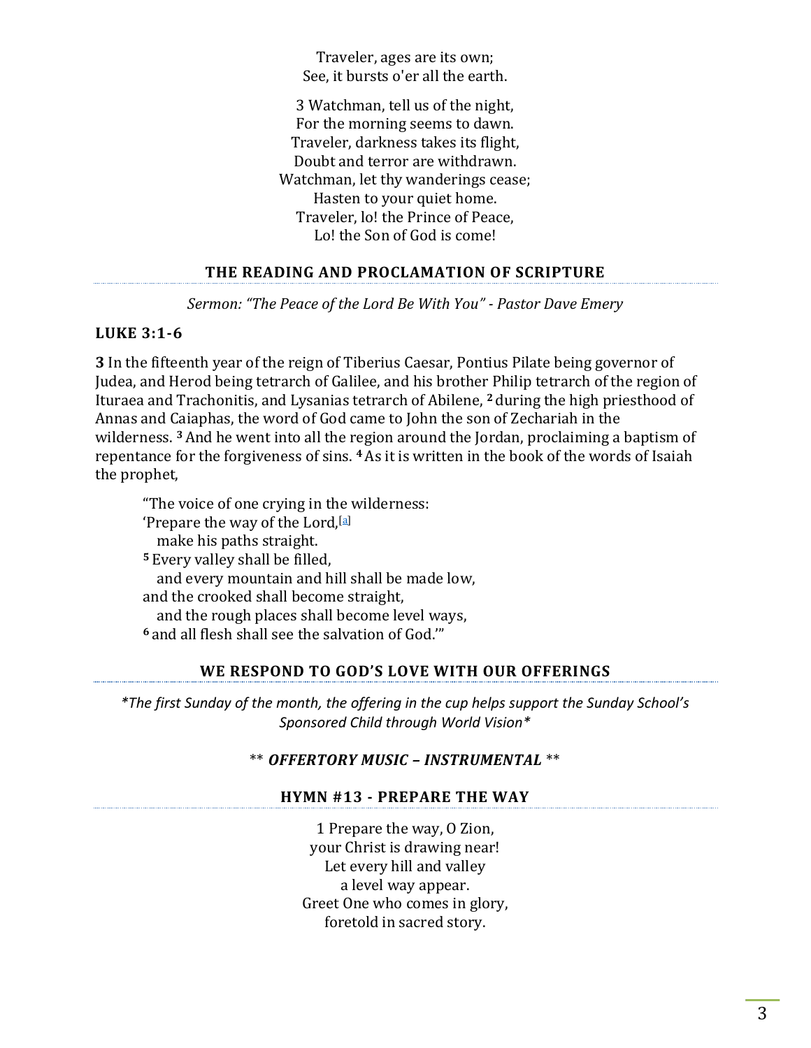Traveler, ages are its own;  
See, it bursts o'er all the earth.

3 Watchman, tell us of the night,  
For the morning seems to dawn.  
Traveler, darkness takes its flight,  
Doubt and terror are withdrawn.  
Watchman, let thy wanderings cease;  
Hasten to your quiet home.  
Traveler, lo! the Prince of Peace,  
Lo! the Son of God is come!

## THE READING AND PROCLAMATION OF SCRIPTURE

*Sermon: "The Peace of the Lord Be With You" - Pastor Dave Emery*

**LUKE 3:1-6**

**3** In the fifteenth year of the reign of Tiberius Caesar, Pontius Pilate being governor of Judea, and Herod being tetrarch of Galilee, and his brother Philip tetrarch of the region of Ituraea and Trachonitis, and Lysanias tetrarch of Abilene, **2** during the high priesthood of Annas and Caiaphas, the word of God came to John the son of Zechariah in the wilderness. **3** And he went into all the region around the Jordan, proclaiming a baptism of repentance for the forgiveness of sins. **4** As it is written in the book of the words of Isaiah the prophet,

> "The voice of one crying in the wilderness:  
> 'Prepare the way of the Lord,[a]  
> make his paths straight.  
> **5** Every valley shall be filled,  
> and every mountain and hill shall be made low,  
> and the crooked shall become straight,  
> and the rough places shall become level ways,  
> **6** and all flesh shall see the salvation of God.'"

## WE RESPOND TO GOD'S LOVE WITH OUR OFFERINGS

*\*The first Sunday of the month, the offering in the cup helps support the Sunday School's Sponsored Child through World Vision\**

\*\* ***OFFERTORY MUSIC – INSTRUMENTAL*** \*\*

## HYMN #13 - PREPARE THE WAY

1 Prepare the way, O Zion,  
your Christ is drawing near!  
Let every hill and valley  
a level way appear.  
Greet One who comes in glory,  
foretold in sacred story.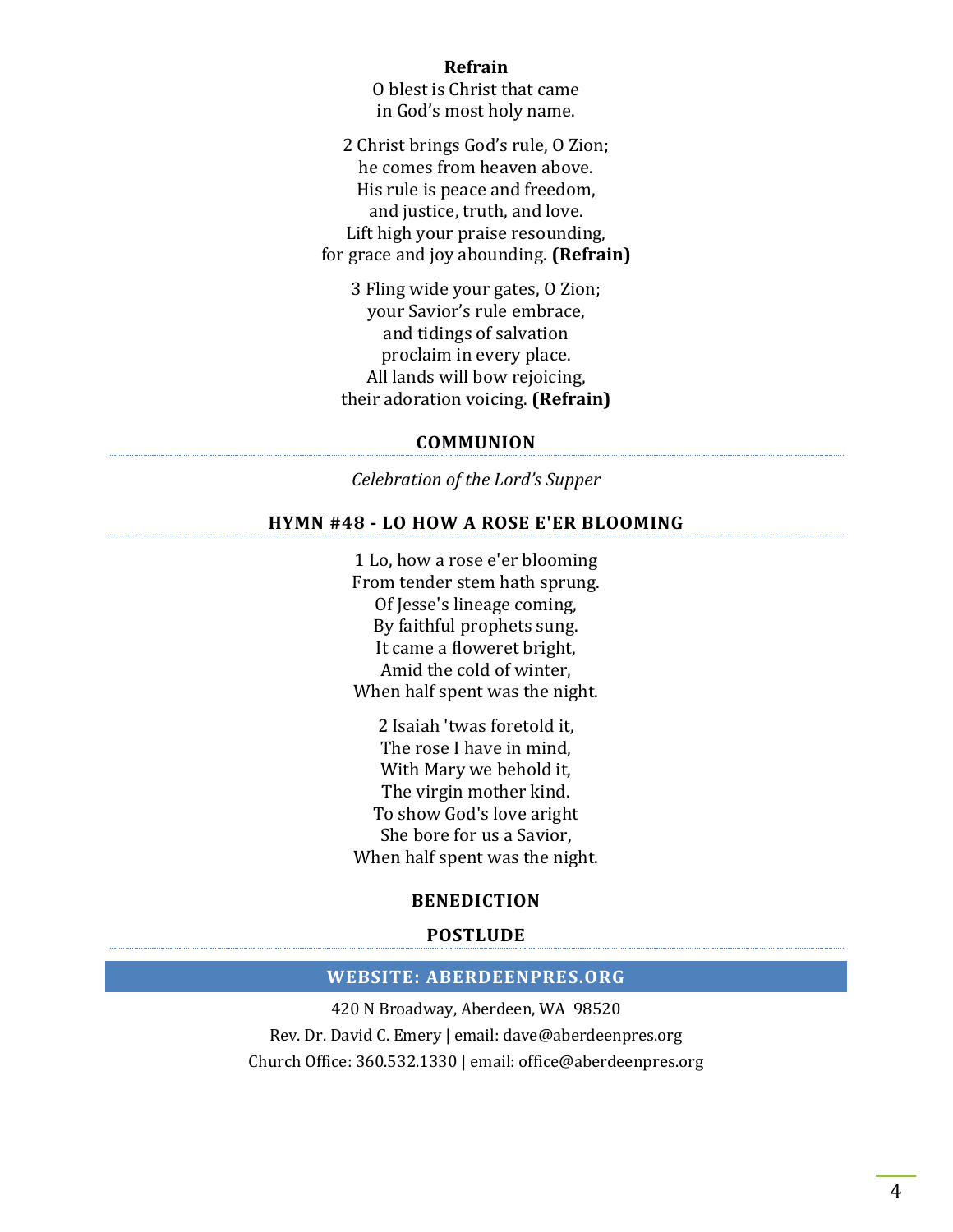**Refrain**
O blest is Christ that came
in God's most holy name.

2 Christ brings God's rule, O Zion;
he comes from heaven above.
His rule is peace and freedom,
and justice, truth, and love.
Lift high your praise resounding,
for grace and joy abounding. **(Refrain)**

3 Fling wide your gates, O Zion;
your Savior's rule embrace,
and tidings of salvation
proclaim in every place.
All lands will bow rejoicing,
their adoration voicing. **(Refrain)**

## COMMUNION

*Celebration of the Lord's Supper*

## HYMN #48 - LO HOW A ROSE E'ER BLOOMING

1 Lo, how a rose e'er blooming
From tender stem hath sprung.
Of Jesse's lineage coming,
By faithful prophets sung.
It came a floweret bright,
Amid the cold of winter,
When half spent was the night.

2 Isaiah 'twas foretold it,
The rose I have in mind,
With Mary we behold it,
The virgin mother kind.
To show God's love aright
She bore for us a Savior,
When half spent was the night.

## BENEDICTION

## POSTLUDE

## WEBSITE: ABERDEENPRES.ORG

420 N Broadway, Aberdeen, WA 98520
Rev. Dr. David C. Emery | email: dave@aberdeenpres.org
Church Office: 360.532.1330 | email: office@aberdeenpres.org